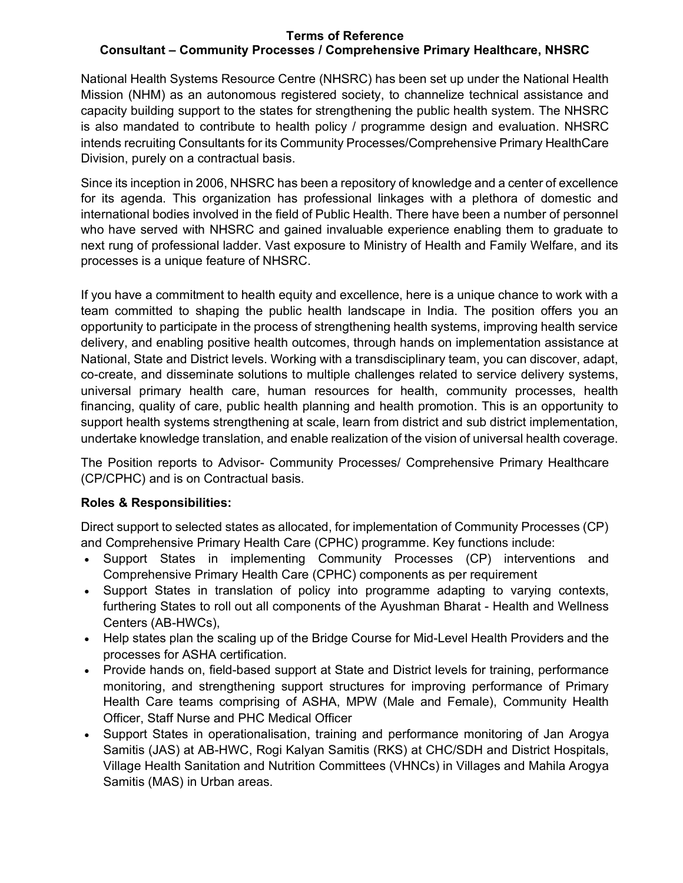# Terms of Reference

## Consultant – Community Processes / Comprehensive Primary Healthcare, NHSRC

National Health Systems Resource Centre (NHSRC) has been set up under the National Health Mission (NHM) as an autonomous registered society, to channelize technical assistance and capacity building support to the states for strengthening the public health system. The NHSRC is also mandated to contribute to health policy / programme design and evaluation. NHSRC intends recruiting Consultants for its Community Processes/Comprehensive Primary HealthCare Division, purely on a contractual basis.

Since its inception in 2006, NHSRC has been a repository of knowledge and a center of excellence for its agenda. This organization has professional linkages with a plethora of domestic and international bodies involved in the field of Public Health. There have been a number of personnel who have served with NHSRC and gained invaluable experience enabling them to graduate to next rung of professional ladder. Vast exposure to Ministry of Health and Family Welfare, and its processes is a unique feature of NHSRC.

If you have a commitment to health equity and excellence, here is a unique chance to work with a team committed to shaping the public health landscape in India. The position offers you an opportunity to participate in the process of strengthening health systems, improving health service delivery, and enabling positive health outcomes, through hands on implementation assistance at National, State and District levels. Working with a transdisciplinary team, you can discover, adapt, co-create, and disseminate solutions to multiple challenges related to service delivery systems, universal primary health care, human resources for health, community processes, health financing, quality of care, public health planning and health promotion. This is an opportunity to support health systems strengthening at scale, learn from district and sub district implementation, undertake knowledge translation, and enable realization of the vision of universal health coverage.

The Position reports to Advisor- Community Processes/ Comprehensive Primary Healthcare (CP/CPHC) and is on Contractual basis.

**Roles & Responsibilities:**

Direct support to selected states as allocated, for implementation of Community Processes (CP) and Comprehensive Primary Health Care (CPHC) programme. Key functions include:

- Support States in implementing Community Processes (CP) interventions and Comprehensive Primary Health Care (CPHC) components as per requirement
- Support States in translation of policy into programme adapting to varying contexts, furthering States to roll out all components of the Ayushman Bharat - Health and Wellness Centers (AB-HWCs),
- Help states plan the scaling up of the Bridge Course for Mid-Level Health Providers and the processes for ASHA certification.
- Provide hands on, field-based support at State and District levels for training, performance monitoring, and strengthening support structures for improving performance of Primary Health Care teams comprising of ASHA, MPW (Male and Female), Community Health Officer, Staff Nurse and PHC Medical Officer
- Support States in operationalisation, training and performance monitoring of Jan Arogya Samitis (JAS) at AB-HWC, Rogi Kalyan Samitis (RKS) at CHC/SDH and District Hospitals, Village Health Sanitation and Nutrition Committees (VHNCs) in Villages and Mahila Arogya Samitis (MAS) in Urban areas.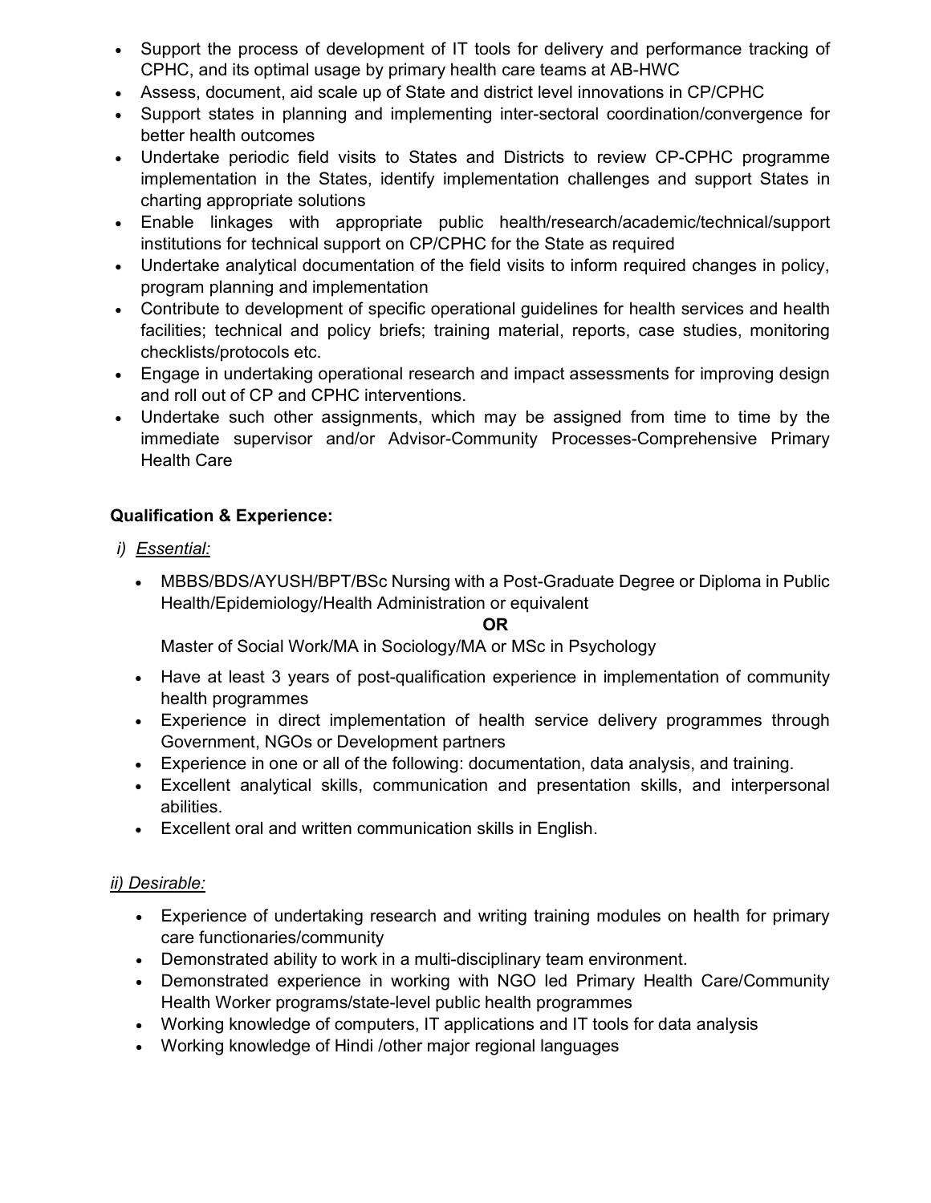- Support the process of development of IT tools for delivery and performance tracking of CPHC, and its optimal usage by primary health care teams at AB-HWC
- Assess, document, aid scale up of State and district level innovations in CP/CPHC
- Support states in planning and implementing inter-sectoral coordination/convergence for better health outcomes
- Undertake periodic field visits to States and Districts to review CP-CPHC programme implementation in the States, identify implementation challenges and support States in charting appropriate solutions
- Enable linkages with appropriate public health/research/academic/technical/support institutions for technical support on CP/CPHC for the State as required
- Undertake analytical documentation of the field visits to inform required changes in policy, program planning and implementation
- Contribute to development of specific operational guidelines for health services and health facilities; technical and policy briefs; training material, reports, case studies, monitoring checklists/protocols etc.
- Engage in undertaking operational research and impact assessments for improving design and roll out of CP and CPHC interventions.
- Undertake such other assignments, which may be assigned from time to time by the immediate supervisor and/or Advisor-Community Processes-Comprehensive Primary Health Care

**Qualification & Experience:**

i) *Essential:*

- MBBS/BDS/AYUSH/BPT/BSc Nursing with a Post-Graduate Degree or Diploma in Public Health/Epidemiology/Health Administration or equivalent

  **OR**

  Master of Social Work/MA in Sociology/MA or MSc in Psychology
- Have at least 3 years of post-qualification experience in implementation of community health programmes
- Experience in direct implementation of health service delivery programmes through Government, NGOs or Development partners
- Experience in one or all of the following: documentation, data analysis, and training.
- Excellent analytical skills, communication and presentation skills, and interpersonal abilities.
- Excellent oral and written communication skills in English.

ii) *Desirable:*

- Experience of undertaking research and writing training modules on health for primary care functionaries/community
- Demonstrated ability to work in a multi-disciplinary team environment.
- Demonstrated experience in working with NGO led Primary Health Care/Community Health Worker programs/state-level public health programmes
- Working knowledge of computers, IT applications and IT tools for data analysis
- Working knowledge of Hindi /other major regional languages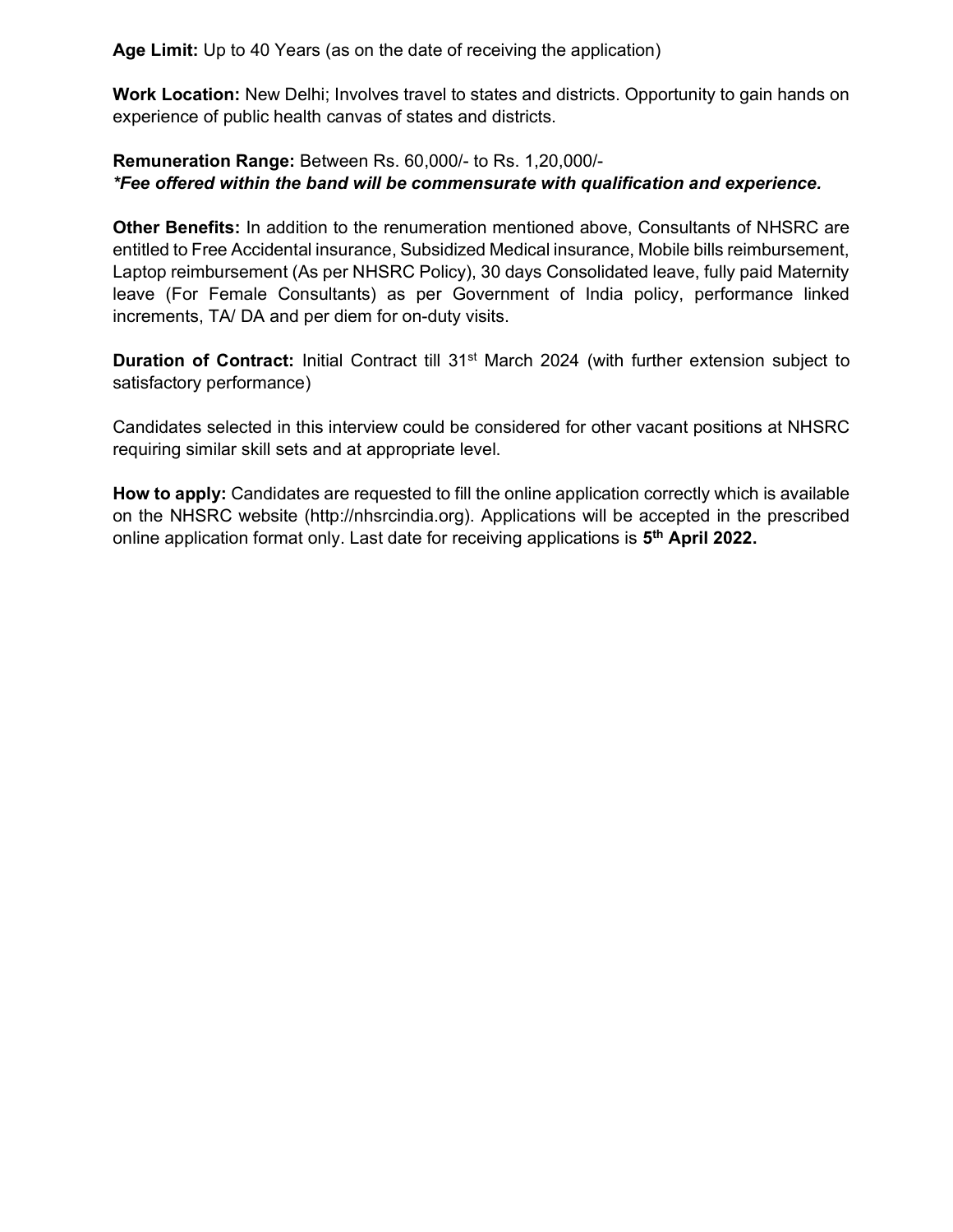**Age Limit:** Up to 40 Years (as on the date of receiving the application)

**Work Location:** New Delhi; Involves travel to states and districts. Opportunity to gain hands on experience of public health canvas of states and districts.

**Remuneration Range:** Between Rs. 60,000/- to Rs. 1,20,000/-
***Fee offered within the band will be commensurate with qualification and experience.***

**Other Benefits:** In addition to the renumeration mentioned above, Consultants of NHSRC are entitled to Free Accidental insurance, Subsidized Medical insurance, Mobile bills reimbursement, Laptop reimbursement (As per NHSRC Policy), 30 days Consolidated leave, fully paid Maternity leave (For Female Consultants) as per Government of India policy, performance linked increments, TA/ DA and per diem for on-duty visits.

**Duration of Contract:** Initial Contract till 31st March 2024 (with further extension subject to satisfactory performance)

Candidates selected in this interview could be considered for other vacant positions at NHSRC requiring similar skill sets and at appropriate level.

**How to apply:** Candidates are requested to fill the online application correctly which is available on the NHSRC website (http://nhsrcindia.org). Applications will be accepted in the prescribed online application format only. Last date for receiving applications is **5th April 2022.**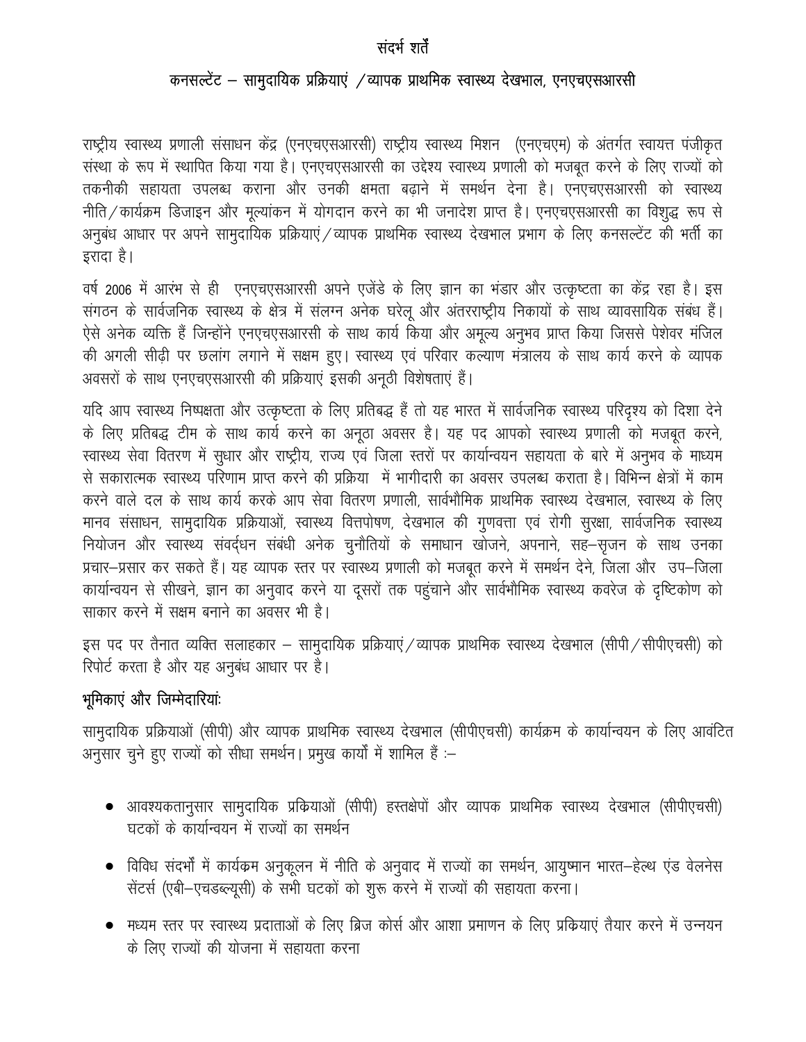# संदर्भ शर्तें

## कनसल्टेंट – सामुदायिक प्रक्रियाएं /व्यापक प्राथमिक स्वास्थ्य देखभाल, एनएचएसआरसी

राष्ट्रीय स्वास्थ्य प्रणाली संसाधन केंद्र (एनएचएसआरसी) राष्ट्रीय स्वास्थ्य मिशन (एनएचएम) के अंतर्गत स्वायत्त पंजीकृत संस्था के रूप में स्थापित किया गया है। एनएचएसआरसी का उद्देश्य स्वास्थ्य प्रणाली को मजबूत करने के लिए राज्यों को तकनीकी सहायता उपलब्ध कराना और उनकी क्षमता बढ़ाने में समर्थन देना है। एनएचएसआरसी को स्वास्थ्य नीति/कार्यक्रम डिजाइन और मूल्यांकन में योगदान करने का भी जनादेश प्राप्त है। एनएचएसआरसी का विशुद्ध रूप से अनुबंध आधार पर अपने सामुदायिक प्रक्रियाएं/व्यापक प्राथमिक स्वास्थ्य देखभाल प्रभाग के लिए कनसल्टेंट की भर्ती का इरादा है।

वर्ष 2006 में आरंभ से ही एनएचएसआरसी अपने एजेंडे के लिए ज्ञान का भंडार और उत्कृष्टता का केंद्र रहा है। इस संगठन के सार्वजनिक स्वास्थ्य के क्षेत्र में संलग्न अनेक घरेलू और अंतरराष्ट्रीय निकायों के साथ व्यावसायिक संबंध हैं। ऐसे अनेक व्यक्ति हैं जिन्होंने एनएचएसआरसी के साथ कार्य किया और अमूल्य अनुभव प्राप्त किया जिससे पेशेवर मंजिल की अगली सीढ़ी पर छलांग लगाने में सक्षम हुए। स्वास्थ्य एवं परिवार कल्याण मंत्रालय के साथ कार्य करने के व्यापक अवसरों के साथ एनएचएसआरसी की प्रक्रियाएं इसकी अनूठी विशेषताएं हैं।

यदि आप स्वास्थ्य निष्पक्षता और उत्कृष्टता के लिए प्रतिबद्ध हैं तो यह भारत में सार्वजनिक स्वास्थ्य परिदृश्य को दिशा देने के लिए प्रतिबद्ध टीम के साथ कार्य करने का अनूठा अवसर है। यह पद आपको स्वास्थ्य प्रणाली को मजबूत करने, स्वास्थ्य सेवा वितरण में सुधार और राष्ट्रीय, राज्य एवं जिला स्तरों पर कार्यान्वयन सहायता के बारे में अनुभव के माध्यम से सकारात्मक स्वास्थ्य परिणाम प्राप्त करने की प्रक्रिया में भागीदारी का अवसर उपलब्ध कराता है। विभिन्न क्षेत्रों में काम करने वाले दल के साथ कार्य करके आप सेवा वितरण प्रणाली, सार्वभौमिक प्राथमिक स्वास्थ्य देखभाल, स्वास्थ्य के लिए मानव संसाधन, सामुदायिक प्रक्रियाओं, स्वास्थ्य वित्तपोषण, देखभाल की गुणवत्ता एवं रोगी सुरक्षा, सार्वजनिक स्वास्थ्य नियोजन और स्वास्थ्य संवर्द्धन संबंधी अनेक चुनौतियों के समाधान खोजने, अपनाने, सह–सृजन के साथ उनका प्रचार–प्रसार कर सकते हैं। यह व्यापक स्तर पर स्वास्थ्य प्रणाली को मजबूत करने में समर्थन देने, जिला और उप–जिला कार्यान्वयन से सीखने, ज्ञान का अनुवाद करने या दूसरों तक पहुंचाने और सार्वभौमिक स्वास्थ्य कवरेज के दृष्टिकोण को साकार करने में सक्षम बनाने का अवसर भी है।

इस पद पर तैनात व्यक्ति सलाहकार – सामुदायिक प्रक्रियाएं/व्यापक प्राथमिक स्वास्थ्य देखभाल (सीपी/सीपीएचसी) को रिपोर्ट करता है और यह अनुबंध आधार पर है।

### भूमिकाएं और जिम्मेदारियां:

सामुदायिक प्रक्रियाओं (सीपी) और व्यापक प्राथमिक स्वास्थ्य देखभाल (सीपीएचसी) कार्यक्रम के कार्यान्वयन के लिए आवंटित अनुसार चुने हुए राज्यों को सीधा समर्थन। प्रमुख कार्यों में शामिल हैं :–

- आवश्यकतानुसार सामुदायिक प्रक्रियाओं (सीपी) हस्तक्षेपों और व्यापक प्राथमिक स्वास्थ्य देखभाल (सीपीएचसी) घटकों के कार्यान्वयन में राज्यों का समर्थन
- विविध संदर्भों में कार्यक्रम अनुकूलन में नीति के अनुवाद में राज्यों का समर्थन, आयुष्मान भारत–हेल्थ एंड वेलनेस सेंटर्स (एबी–एचडब्ल्यूसी) के सभी घटकों को शुरू करने में राज्यों की सहायता करना।
- मध्यम स्तर पर स्वास्थ्य प्रदाताओं के लिए ब्रिज कोर्स और आशा प्रमाणन के लिए प्रक्रियाएं तैयार करने में उन्नयन के लिए राज्यों की योजना में सहायता करना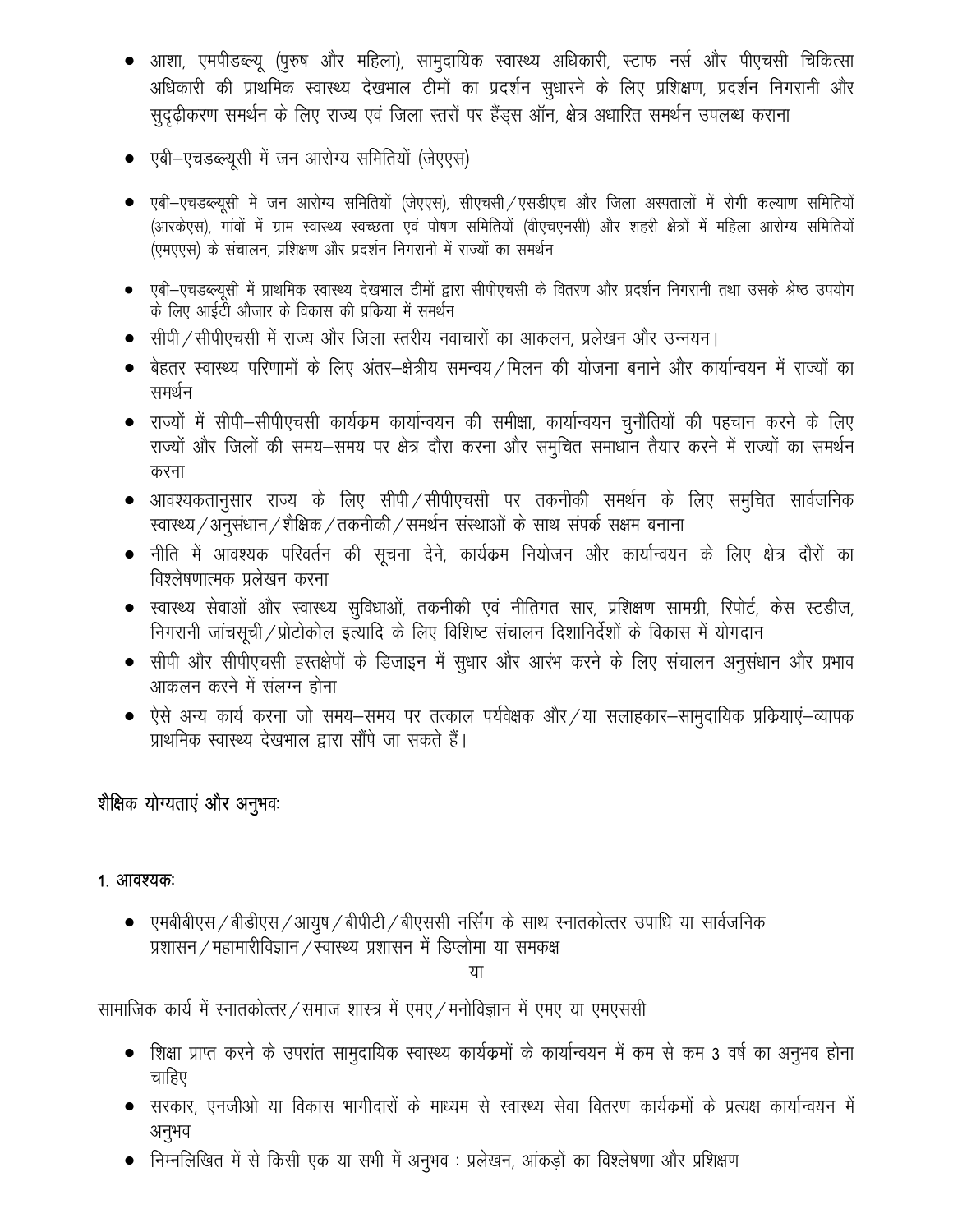- आशा, एमपीडब्ल्यू (पुरुष और महिला), सामुदायिक स्वास्थ्य अधिकारी, स्टाफ नर्स और पीएचसी चिकित्सा अधिकारी की प्राथमिक स्वास्थ्य देखभाल टीमों का प्रदर्शन सुधारने के लिए प्रशिक्षण, प्रदर्शन निगरानी और सुदृढ़ीकरण समर्थन के लिए राज्य एवं जिला स्तरों पर हैंड्स ऑन, क्षेत्र अधारित समर्थन उपलब्ध कराना
- एबी–एचडब्ल्यूसी में जन आरोग्य समितियों (जेएएस)
- एबी–एचडब्ल्यूसी में जन आरोग्य समितियों (जेएएस), सीएचसी/एसडीएच और जिला अस्पतालों में रोगी कल्याण समितियों (आरकेएस), गांवों में ग्राम स्वास्थ्य स्वच्छता एवं पोषण समितियों (वीएचएनसी) और शहरी क्षेत्रों में महिला आरोग्य समितियों (एमएएस) के संचालन, प्रशिक्षण और प्रदर्शन निगरानी में राज्यों का समर्थन
- एबी–एचडब्ल्यूसी में प्राथमिक स्वास्थ्य देखभाल टीमों द्वारा सीपीएचसी के वितरण और प्रदर्शन निगरानी तथा उसके श्रेष्ठ उपयोग के लिए आईटी औजार के विकास की प्रकिया में समर्थन
- सीपी/सीपीएचसी में राज्य और जिला स्तरीय नवाचारों का आकलन, प्रलेखन और उन्नयन।
- बेहतर स्वास्थ्य परिणामों के लिए अंतर–क्षेत्रीय समन्वय/मिलन की योजना बनाने और कार्यान्वयन में राज्यों का समर्थन
- राज्यों में सीपी–सीपीएचसी कार्यक्रम कार्यान्वयन की समीक्षा, कार्यान्वयन चुनौतियों की पहचान करने के लिए राज्यों और जिलों की समय–समय पर क्षेत्र दौरा करना और समुचित समाधान तैयार करने में राज्यों का समर्थन करना
- आवश्यकतानुसार राज्य के लिए सीपी/सीपीएचसी पर तकनीकी समर्थन के लिए समुचित सार्वजनिक स्वास्थ्य/अनुसंधान/शैक्षिक/तकनीकी/समर्थन संस्थाओं के साथ संपर्क सक्षम बनाना
- नीति में आवश्यक परिवर्तन की सूचना देने, कार्यक्रम नियोजन और कार्यान्वयन के लिए क्षेत्र दौरों का विश्लेषणात्मक प्रलेखन करना
- स्वास्थ्य सेवाओं और स्वास्थ्य सुविधाओं, तकनीकी एवं नीतिगत सार, प्रशिक्षण सामग्री, रिपोर्ट, केस स्टडीज, निगरानी जांचसूची/प्रोटोकोल इत्यादि के लिए विशिष्ट संचालन दिशानिर्देशों के विकास में योगदान
- सीपी और सीपीएचसी हस्तक्षेपों के डिजाइन में सुधार और आरंभ करने के लिए संचालन अनुसंधान और प्रभाव आकलन करने में संलग्न होना
- ऐसे अन्य कार्य करना जो समय–समय पर तत्काल पर्यवेक्षक और/या सलाहकार–सामुदायिक प्रक्रियाएं–व्यापक प्राथमिक स्वास्थ्य देखभाल द्वारा सौंपे जा सकते हैं।

**शैक्षिक योग्यताएं और अनुभवः**

1. आवश्यकः

- एमबीबीएस/बीडीएस/आयुष/बीपीटी/बीएससी नर्सिंग के साथ स्नातकोत्तर उपाधि या सार्वजनिक प्रशासन/महामारीविज्ञान/स्वास्थ्य प्रशासन में डिप्लोमा या समकक्ष

या

सामाजिक कार्य में स्नातकोत्तर/समाज शास्त्र में एमए/मनोविज्ञान में एमए या एमएससी

- शिक्षा प्राप्त करने के उपरांत सामुदायिक स्वास्थ्य कार्यक्रमों के कार्यान्वयन में कम से कम 3 वर्ष का अनुभव होना चाहिए
- सरकार, एनजीओ या विकास भागीदारों के माध्यम से स्वास्थ्य सेवा वितरण कार्यक्रमों के प्रत्यक्ष कार्यान्वयन में अनुभव
- निम्नलिखित में से किसी एक या सभी में अनुभव : प्रलेखन, आंकड़ों का विश्लेषणा और प्रशिक्षण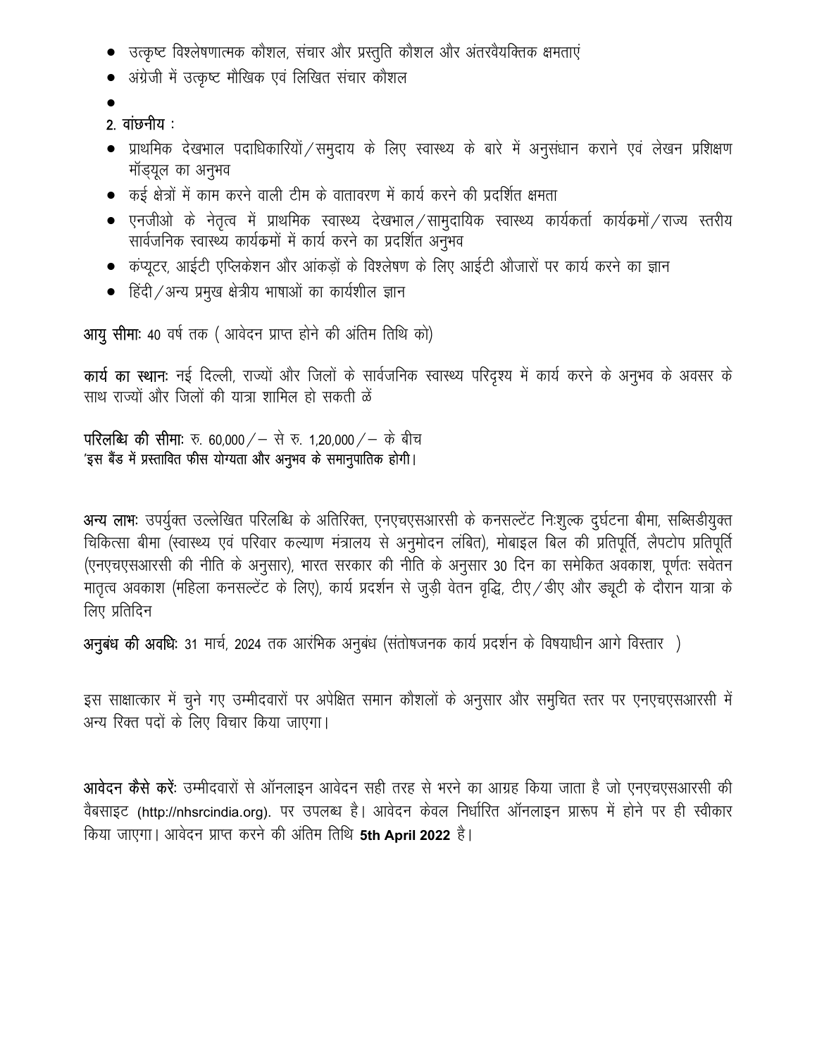- उत्कृष्ट विश्लेषणात्मक कौशल, संचार और प्रस्तुति कौशल और अंतरवैयक्तिक क्षमताएं
- अंग्रेजी में उत्कृष्ट मौखिक एवं लिखित संचार कौशल
- 

2. वांछनीय :

- प्राथमिक देखभाल पदाधिकारियों/समुदाय के लिए स्वास्थ्य के बारे में अनुसंधान कराने एवं लेखन प्रशिक्षण मॉड्यूल का अनुभव
- कई क्षेत्रों में काम करने वाली टीम के वातावरण में कार्य करने की प्रदर्शित क्षमता
- एनजीओ के नेतृत्व में प्राथमिक स्वास्थ्य देखभाल/सामुदायिक स्वास्थ्य कार्यकर्ता कार्यक्रमों/राज्य स्तरीय सार्वजनिक स्वास्थ्य कार्यक्रमों में कार्य करने का प्रदर्शित अनुभव
- कंप्यूटर, आईटी एप्लिकेशन और आंकड़ों के विश्लेषण के लिए आईटी औजारों पर कार्य करने का ज्ञान
- हिंदी/अन्य प्रमुख क्षेत्रीय भाषाओं का कार्यशील ज्ञान

**आयु सीमाः** 40 वर्ष तक ( आवेदन प्राप्त होने की अंतिम तिथि को)

**कार्य का स्थानः** नई दिल्ली, राज्यों और जिलों के सार्वजनिक स्वास्थ्य परिदृश्य में कार्य करने के अनुभव के अवसर के साथ राज्यों और जिलों की यात्रा शामिल हो सकती लें

**परिलब्धि की सीमाः** रु. 60,000/– से रु. 1,20,000/– के बीच
**'इस बैंड में प्रस्तावित फीस योग्यता और अनुभव के समानुपातिक होगी।**

**अन्य लाभः** उपर्युक्त उल्लेखित परिलब्धि के अतिरिक्त, एनएचएसआरसी के कनसल्टेंट निःशुल्क दुर्घटना बीमा, सब्सिडीयुक्त चिकित्सा बीमा (स्वास्थ्य एवं परिवार कल्याण मंत्रालय से अनुमोदन लंबित), मोबाइल बिल की प्रतिपूर्ति, लैपटोप प्रतिपूर्ति (एनएचएसआरसी की नीति के अनुसार), भारत सरकार की नीति के अनुसार 30 दिन का समेकित अवकाश, पूर्णतः सवेतन मातृत्व अवकाश (महिला कनसल्टेंट के लिए), कार्य प्रदर्शन से जुड़ी वेतन वृद्धि, टीए/डीए और ड्यूटी के दौरान यात्रा के लिए प्रतिदिन

**अनुबंध की अवधिः** 31 मार्च, 2024 तक आरंभिक अनुबंध (संतोषजनक कार्य प्रदर्शन के विषयाधीन आगे विस्तार )

इस साक्षात्कार में चुने गए उम्मीदवारों पर अपेक्षित समान कौशलों के अनुसार और समुचित स्तर पर एनएचएसआरसी में अन्य रिक्त पदों के लिए विचार किया जाएगा।

**आवेदन कैसे करेंः** उम्मीदवारों से ऑनलाइन आवेदन सही तरह से भरने का आग्रह किया जाता है जो एनएचएसआरसी की वैबसाइट (http://nhsrcindia.org). पर उपलब्ध है। आवेदन केवल निर्धारित ऑनलाइन प्रारूप में होने पर ही स्वीकार किया जाएगा। आवेदन प्राप्त करने की अंतिम तिथि **5th April 2022** है।